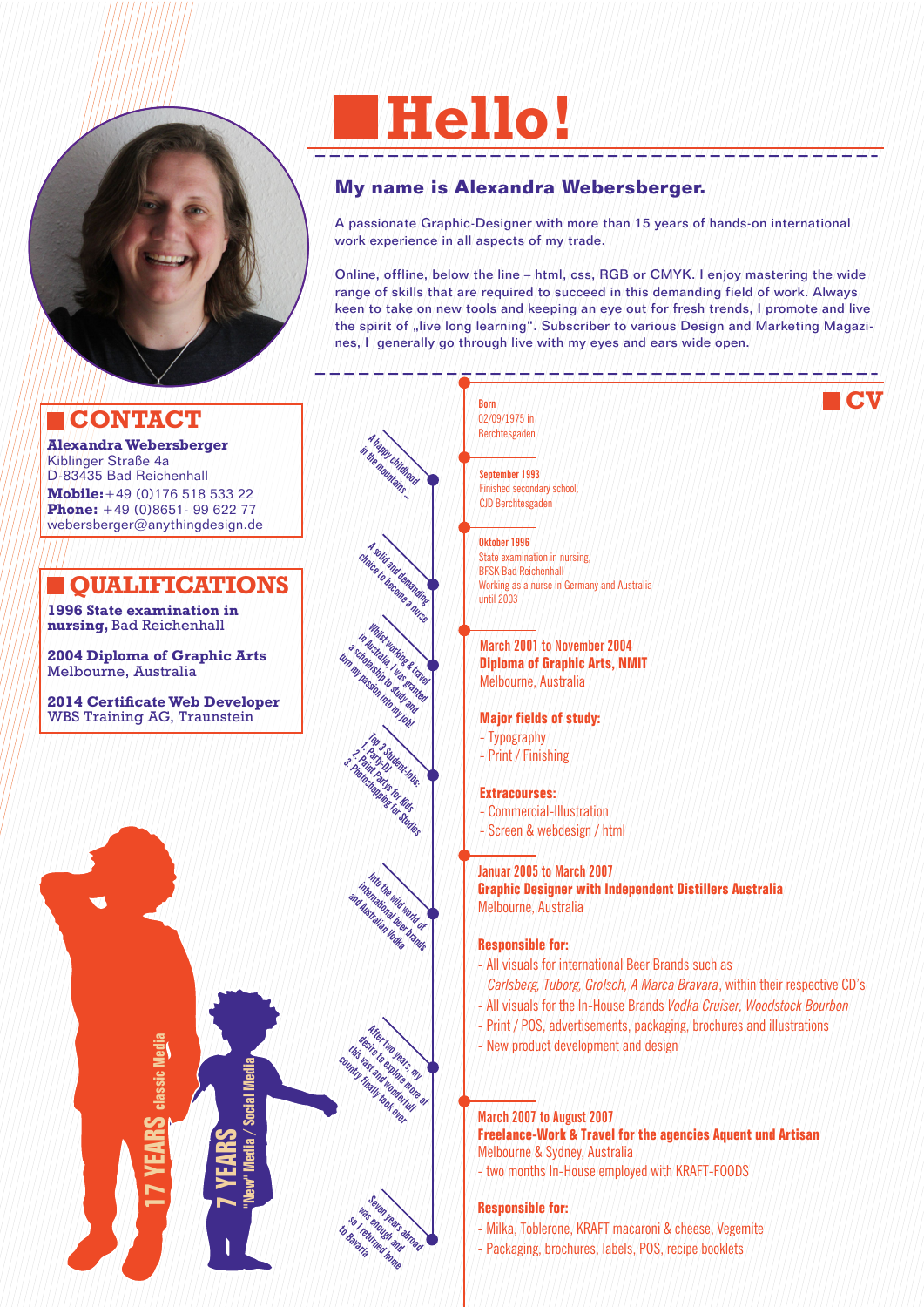# Hello!

## My name is Alexandra Webersberger.

A passionate Graphic-Designer with more than 15 years of hands-on international work experience in all aspects of my trade.

Online, offline, below the line – html, css, RGB or CMYK. I enjoy mastering the wide range of skills that are required to succeed in this demanding field of work. Always keen to take on new tools and keeping an eye out for fresh trends, I promote and live the spirit of „live long learning". Subscriber to various Design and Marketing Magazines, I generally go through live with my eyes and ears wide open.

## CONTACT

**Alexandra Webersberger**
Kiblinger Straße 4a
D-83435 Bad Reichenhall
**Mobile:** +49 (0)176 518 533 22
**Phone:** +49 (0)8651- 99 622 77
webersberger@anythingdesign.de

## QUALIFICATIONS

**1996 State examination in nursing,** Bad Reichenhall

**2004 Diploma of Graphic Arts**
Melbourne, Australia

**2014 Certificate Web Developer**
WBS Training AG, Traunstein

**17 YEARS** classic Media

**7 YEARS** "New" Media / Social Media

## CV

*A happy childhood in the mountains ...*

**Born**
02/09/1975 in Berchtesgaden

**September 1993**
Finished secondary school, CJD Berchtesgaden

*A solid and demanding choice to become a nurse*

**Oktober 1996**
State examination in nursing, BFSK Bad Reichenhall
Working as a nurse in Germany and Australia until 2003

*Whilst working & travel in Australia, I was granted a scholarship to study and turn my passion into my job!*

**March 2001 to November 2004**
**Diploma of Graphic Arts, NMIT**
Melbourne, Australia

**Major fields of study:**
- Typography
- Print / Finishing

*Top 3 Student-Jobs: 1. Party-DJ 2. Paint Partys for Kids 3. Photoshopping for Studios*

**Extracourses:**
- Commercial-Illustration
- Screen & webdesign / html

*Into the wild world of international beer brands and Australian Vodka*

**Januar 2005 to March 2007**
**Graphic Designer with Independent Distillers Australia**
Melbourne, Australia

**Responsible for:**
- All visuals for international Beer Brands such as *Carlsberg, Tuborg, Grolsch, A Marca Bravara*, within their respective CD's
- All visuals for the In-House Brands *Vodka Cruiser, Woodstock Bourbon*
- Print / POS, advertisements, packaging, brochures and illustrations
- New product development and design

*After two years, my desire to explore more of this vast and wonderful country finally took over*

**March 2007 to August 2007**
**Freelance-Work & Travel for the agencies Aquent und Artisan**
Melbourne & Sydney, Australia
- two months In-House employed with KRAFT-FOODS

**Responsible for:**
- Milka, Toblerone, KRAFT macaroni & cheese, Vegemite
- Packaging, brochures, labels, POS, recipe booklets

*Seven years abroad was enough and so I returned home to Bavaria*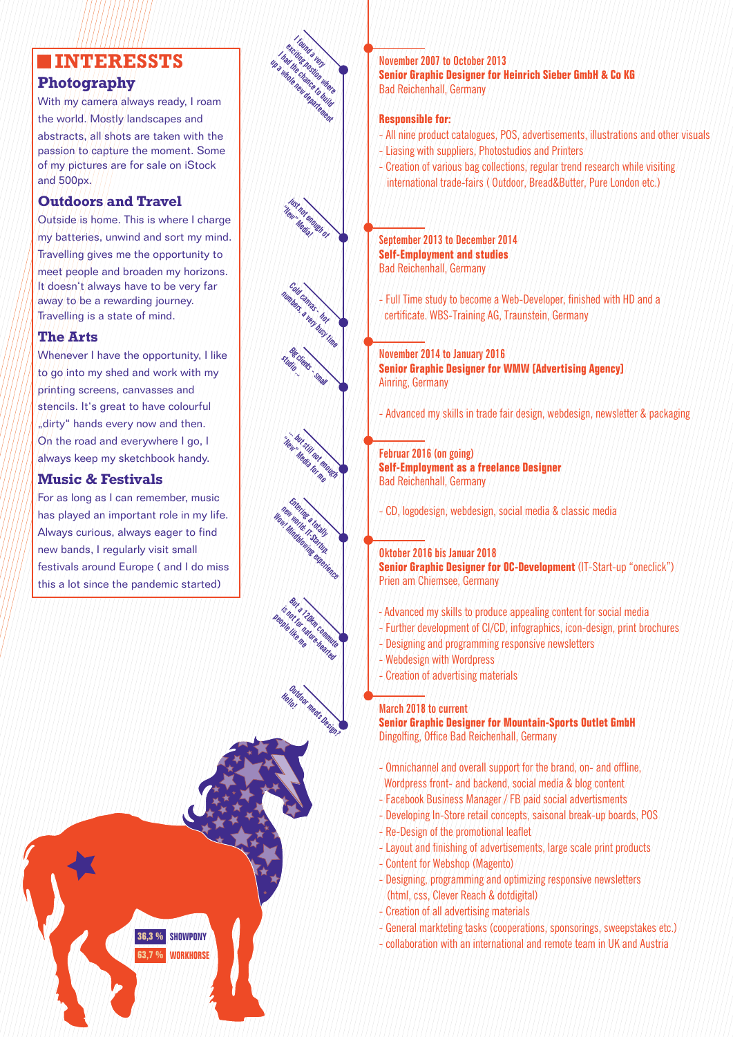## INTERESSTS

### Photography

With my camera always ready, I roam the world. Mostly landscapes and abstracts, all shots are taken with the passion to capture the moment. Some of my pictures are for sale on iStock and 500px.

### Outdoors and Travel

Outside is home. This is where I charge my batteries, unwind and sort my mind. Travelling gives me the opportunity to meet people and broaden my horizons. It doesn't always have to be very far away to be a rewarding journey. Travelling is a state of mind.

### The Arts

Whenever I have the opportunity, I like to go into my shed and work with my printing screens, canvasses and stencils. It's great to have colourful „dirty" hands every now and then. On the road and everywhere I go, I always keep my sketchbook handy.

### Music & Festivals

For as long as I can remember, music has played an important role in my life. Always curious, always eager to find new bands, I regularly visit small festivals around Europe ( and I do miss this a lot since the pandemic started)

36,3 % SHOWPONY

63,7 % WORKHORSE

---

*I found a very exciting position where I had the chance to build up a whole new departement*

**November 2007 to October 2013**
**Senior Graphic Designer for Heinrich Sieber GmbH & Co KG**
Bad Reichenhall, Germany

**Responsible for:**

- All nine product catalogues, POS, advertisements, illustrations and other visuals
- Liasing with suppliers, Photostudios and Printers
- Creation of various bag collections, regular trend research while visiting international trade-fairs ( Outdoor, Bread&Butter, Pure London etc.)

*Just not enough of "New" Media!*

**September 2013 to December 2014**
**Self-Employment and studies**
Bad Reichenhall, Germany

- Full Time study to become a Web-Developer, finished with HD and a certificate. WBS-Training AG, Traunstein, Germany

*Cold canvas - hot numbers, a very busy time*

*Big clients - small studio ...*

**November 2014 to January 2016**
**Senior Graphic Designer for WMW (Advertising Agency)**
Ainring, Germany

- Advanced my skills in trade fair design, webdesign, newsletter & packaging

*... but still not enough "New" Media for me*

**Februar 2016 (on going)**
**Self-Employment as a freelance Designer**
Bad Reichenhall, Germany

- CD, logodesign, webdesign, social media & classic media

*Entering a totally new world: IT-Startup. Wow! Mindblowing experience*

**Oktober 2016 bis Januar 2018**
**Senior Graphic Designer for OC-Development** (IT-Start-up "oneclick")
Prien am Chiemsee, Germany

- Advanced my skills to produce appealing content for social media
- Further development of CI/CD, infographics, icon-design, print brochures
- Designing and programming responsive newsletters
- Webdesign with Wordpress
- Creation of advertising materials

*But a 120km commute is not for nature-hearted people like me*

*Outdoor meets Design? Hello!*

**March 2018 to current**
**Senior Graphic Designer for Mountain-Sports Outlet GmbH**
Dingolfing, Office Bad Reichenhall, Germany

- Omnichannel and overall support for the brand, on- and offline, Wordpress front- and backend, social media & blog content
- Facebook Business Manager / FB paid social advertisments
- Developing In-Store retail concepts, saisonal break-up boards, POS
- Re-Design of the promotional leaflet
- Layout and finishing of advertisements, large scale print products
- Content for Webshop (Magento)
- Designing, programming and optimizing responsive newsletters (html, css, Clever Reach & dotdigital)
- Creation of all advertising materials
- General markteting tasks (cooperations, sponsorings, sweepstakes etc.)
- collaboration with an international and remote team in UK and Austria